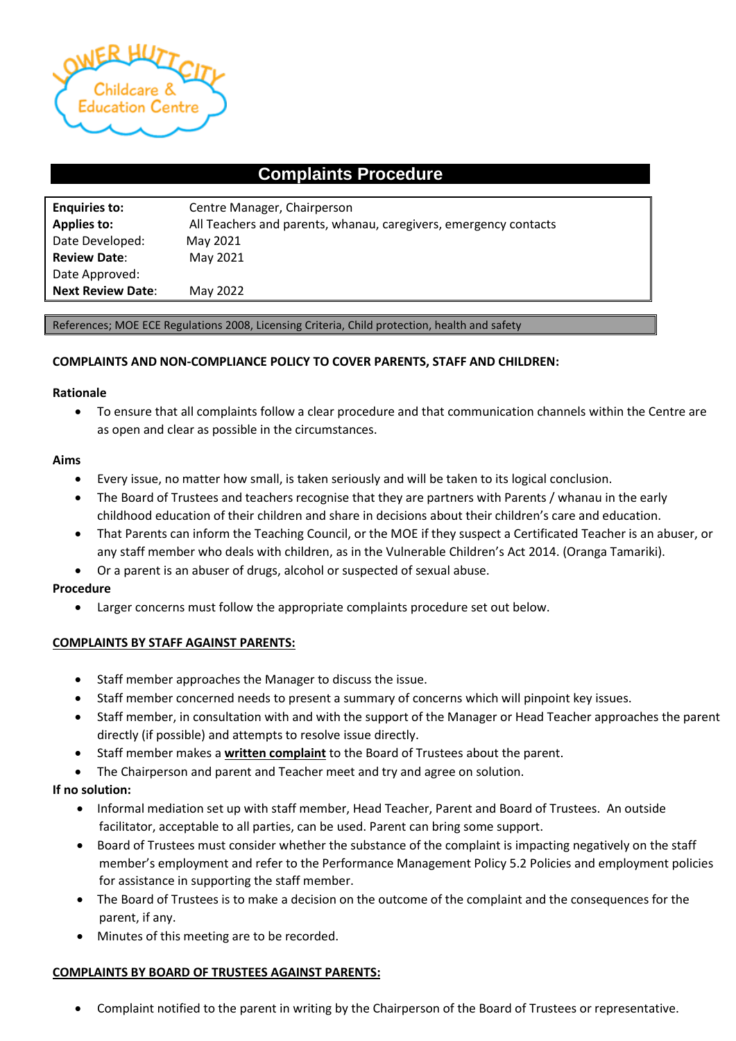Lower Hutt City Childcare & Education Centre

# Complaints Procedure

| | |
|---|---|
| **Enquiries to:** | Centre Manager, Chairperson |
| **Applies to:** | All Teachers and parents, whanau, caregivers, emergency contacts |
| Date Developed: | May 2021 |
| **Review Date**: | May 2021 |
| Date Approved: | |
| **Next Review Date**: | May 2022 |

References; MOE ECE Regulations 2008, Licensing Criteria, Child protection, health and safety

**COMPLAINTS AND NON-COMPLIANCE POLICY TO COVER PARENTS, STAFF AND CHILDREN:**

**Rationale**

- To ensure that all complaints follow a clear procedure and that communication channels within the Centre are as open and clear as possible in the circumstances.

**Aims**

- Every issue, no matter how small, is taken seriously and will be taken to its logical conclusion.
- The Board of Trustees and teachers recognise that they are partners with Parents / whanau in the early childhood education of their children and share in decisions about their children's care and education.
- That Parents can inform the Teaching Council, or the MOE if they suspect a Certificated Teacher is an abuser, or any staff member who deals with children, as in the Vulnerable Children's Act 2014. (Oranga Tamariki).
- Or a parent is an abuser of drugs, alcohol or suspected of sexual abuse.

**Procedure**

- Larger concerns must follow the appropriate complaints procedure set out below.

**COMPLAINTS BY STAFF AGAINST PARENTS:**

- Staff member approaches the Manager to discuss the issue.
- Staff member concerned needs to present a summary of concerns which will pinpoint key issues.
- Staff member, in consultation with and with the support of the Manager or Head Teacher approaches the parent directly (if possible) and attempts to resolve issue directly.
- Staff member makes a **written complaint** to the Board of Trustees about the parent.
- The Chairperson and parent and Teacher meet and try and agree on solution.

**If no solution:**

- Informal mediation set up with staff member, Head Teacher, Parent and Board of Trustees. An outside facilitator, acceptable to all parties, can be used. Parent can bring some support.
- Board of Trustees must consider whether the substance of the complaint is impacting negatively on the staff member's employment and refer to the Performance Management Policy 5.2 Policies and employment policies for assistance in supporting the staff member.
- The Board of Trustees is to make a decision on the outcome of the complaint and the consequences for the parent, if any.
- Minutes of this meeting are to be recorded.

**COMPLAINTS BY BOARD OF TRUSTEES AGAINST PARENTS:**

- Complaint notified to the parent in writing by the Chairperson of the Board of Trustees or representative.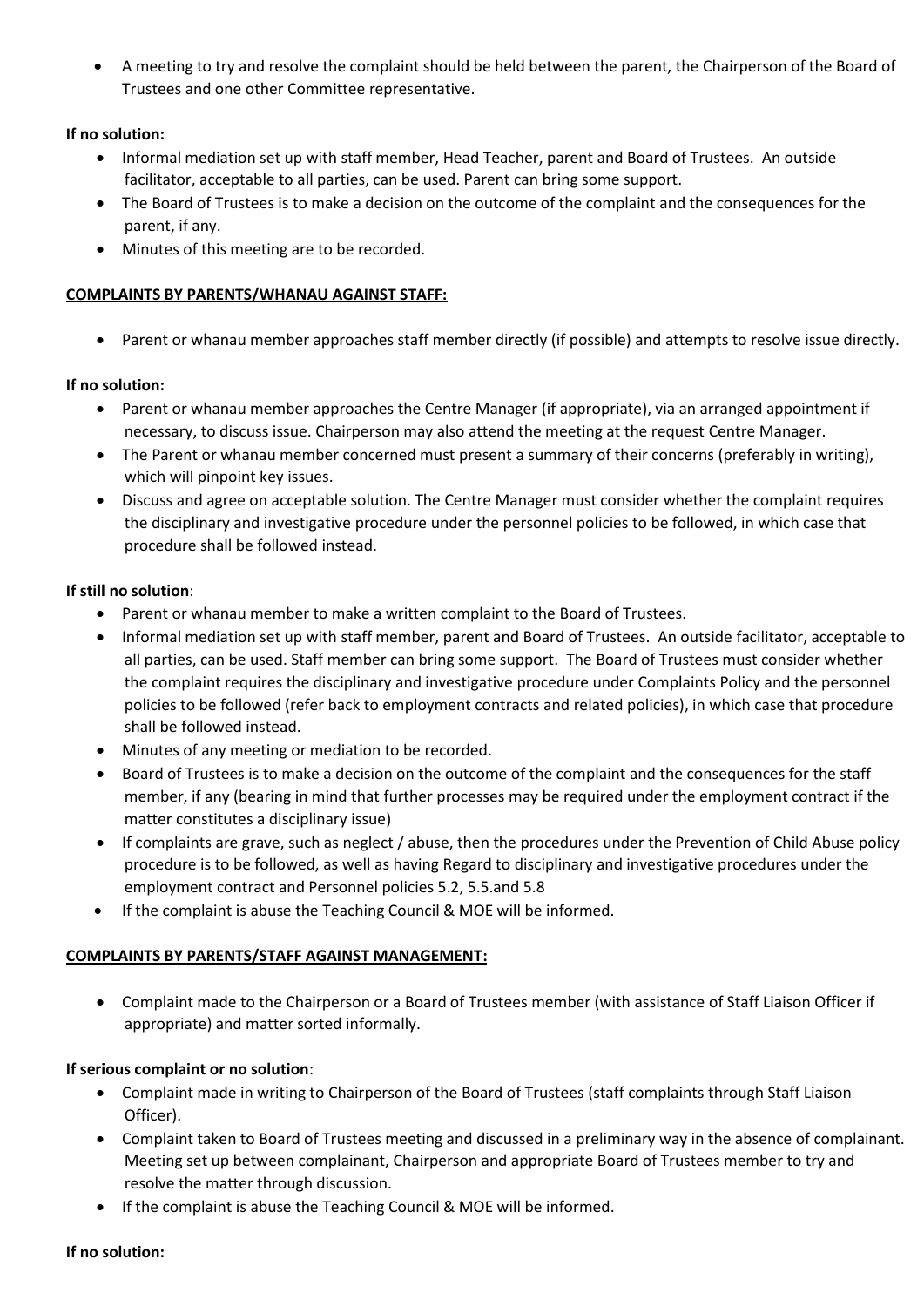- A meeting to try and resolve the complaint should be held between the parent, the Chairperson of the Board of Trustees and one other Committee representative.

**If no solution:**

- Informal mediation set up with staff member, Head Teacher, parent and Board of Trustees. An outside facilitator, acceptable to all parties, can be used. Parent can bring some support.
- The Board of Trustees is to make a decision on the outcome of the complaint and the consequences for the parent, if any.
- Minutes of this meeting are to be recorded.

**COMPLAINTS BY PARENTS/WHANAU AGAINST STAFF:**

- Parent or whanau member approaches staff member directly (if possible) and attempts to resolve issue directly.

**If no solution:**

- Parent or whanau member approaches the Centre Manager (if appropriate), via an arranged appointment if necessary, to discuss issue. Chairperson may also attend the meeting at the request Centre Manager.
- The Parent or whanau member concerned must present a summary of their concerns (preferably in writing), which will pinpoint key issues.
- Discuss and agree on acceptable solution. The Centre Manager must consider whether the complaint requires the disciplinary and investigative procedure under the personnel policies to be followed, in which case that procedure shall be followed instead.

**If still no solution**:

- Parent or whanau member to make a written complaint to the Board of Trustees.
- Informal mediation set up with staff member, parent and Board of Trustees. An outside facilitator, acceptable to all parties, can be used. Staff member can bring some support. The Board of Trustees must consider whether the complaint requires the disciplinary and investigative procedure under Complaints Policy and the personnel policies to be followed (refer back to employment contracts and related policies), in which case that procedure shall be followed instead.
- Minutes of any meeting or mediation to be recorded.
- Board of Trustees is to make a decision on the outcome of the complaint and the consequences for the staff member, if any (bearing in mind that further processes may be required under the employment contract if the matter constitutes a disciplinary issue)
- If complaints are grave, such as neglect / abuse, then the procedures under the Prevention of Child Abuse policy procedure is to be followed, as well as having Regard to disciplinary and investigative procedures under the employment contract and Personnel policies 5.2, 5.5.and 5.8
- If the complaint is abuse the Teaching Council & MOE will be informed.

**COMPLAINTS BY PARENTS/STAFF AGAINST MANAGEMENT:**

- Complaint made to the Chairperson or a Board of Trustees member (with assistance of Staff Liaison Officer if appropriate) and matter sorted informally.

**If serious complaint or no solution**:

- Complaint made in writing to Chairperson of the Board of Trustees (staff complaints through Staff Liaison Officer).
- Complaint taken to Board of Trustees meeting and discussed in a preliminary way in the absence of complainant. Meeting set up between complainant, Chairperson and appropriate Board of Trustees member to try and resolve the matter through discussion.
- If the complaint is abuse the Teaching Council & MOE will be informed.

**If no solution:**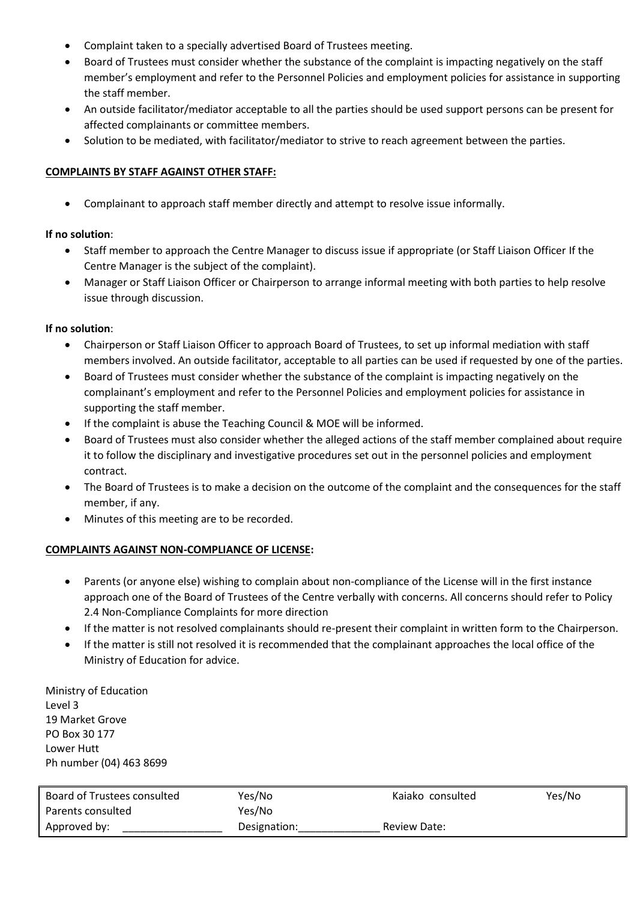- Complaint taken to a specially advertised Board of Trustees meeting.
- Board of Trustees must consider whether the substance of the complaint is impacting negatively on the staff member's employment and refer to the Personnel Policies and employment policies for assistance in supporting the staff member.
- An outside facilitator/mediator acceptable to all the parties should be used support persons can be present for affected complainants or committee members.
- Solution to be mediated, with facilitator/mediator to strive to reach agreement between the parties.

**COMPLAINTS BY STAFF AGAINST OTHER STAFF:**

- Complainant to approach staff member directly and attempt to resolve issue informally.

**If no solution**:

- Staff member to approach the Centre Manager to discuss issue if appropriate (or Staff Liaison Officer If the Centre Manager is the subject of the complaint).
- Manager or Staff Liaison Officer or Chairperson to arrange informal meeting with both parties to help resolve issue through discussion.

**If no solution**:

- Chairperson or Staff Liaison Officer to approach Board of Trustees, to set up informal mediation with staff members involved. An outside facilitator, acceptable to all parties can be used if requested by one of the parties.
- Board of Trustees must consider whether the substance of the complaint is impacting negatively on the complainant's employment and refer to the Personnel Policies and employment policies for assistance in supporting the staff member.
- If the complaint is abuse the Teaching Council & MOE will be informed.
- Board of Trustees must also consider whether the alleged actions of the staff member complained about require it to follow the disciplinary and investigative procedures set out in the personnel policies and employment contract.
- The Board of Trustees is to make a decision on the outcome of the complaint and the consequences for the staff member, if any.
- Minutes of this meeting are to be recorded.

**COMPLAINTS AGAINST NON-COMPLIANCE OF LICENSE:**

- Parents (or anyone else) wishing to complain about non-compliance of the License will in the first instance approach one of the Board of Trustees of the Centre verbally with concerns. All concerns should refer to Policy 2.4 Non-Compliance Complaints for more direction
- If the matter is not resolved complainants should re-present their complaint in written form to the Chairperson.
- If the matter is still not resolved it is recommended that the complainant approaches the local office of the Ministry of Education for advice.

Ministry of Education
Level 3
19 Market Grove
PO Box 30 177
Lower Hutt
Ph number (04) 463 8699

| | | | |
|---|---|---|---|
| Board of Trustees consulted | Yes/No | Kaiako consulted | Yes/No |
| Parents consulted | Yes/No | | |
| Approved by: ________________ | Designation:_____________ | Review Date: | |